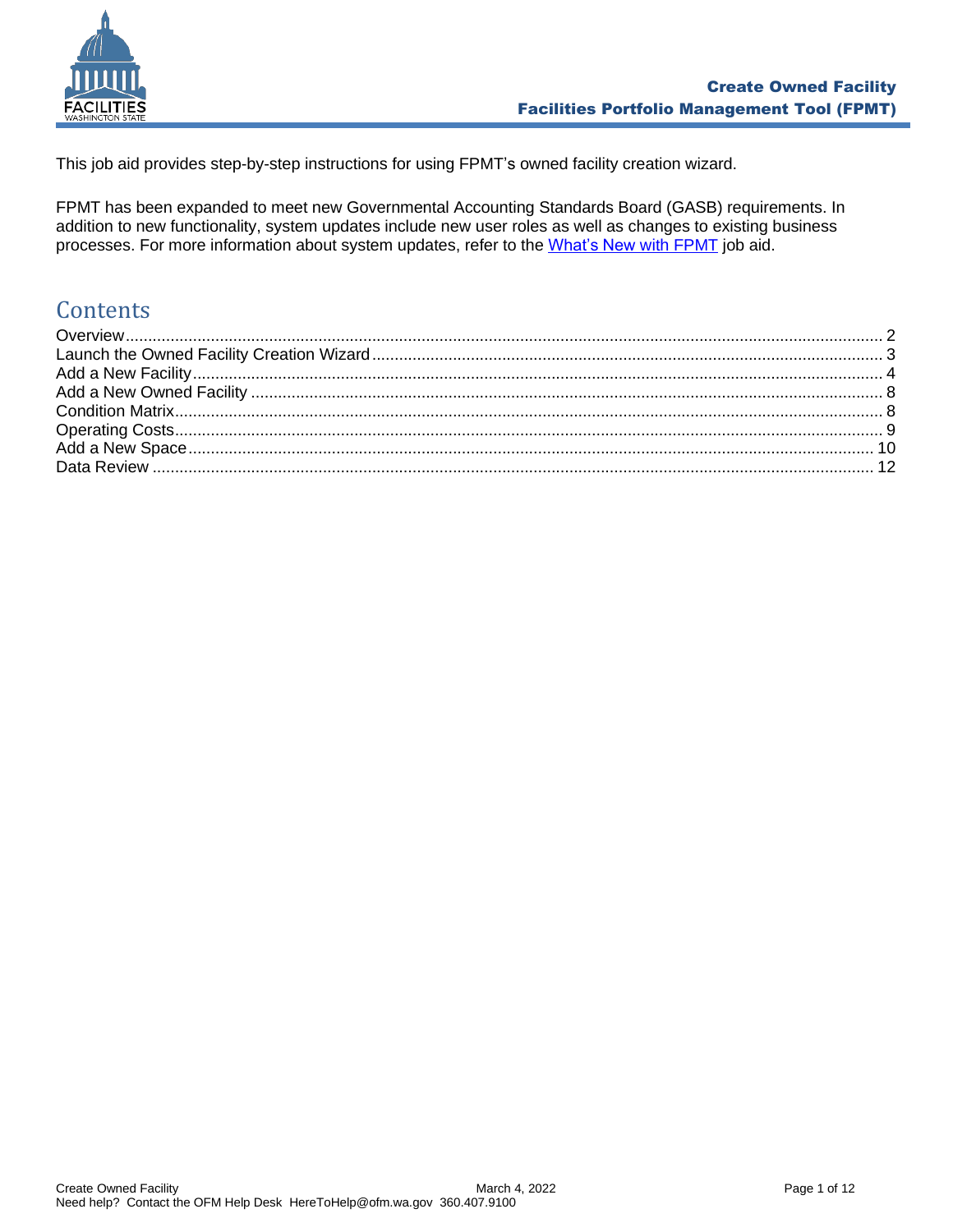# Create Owned Facility
## Facilities Portfolio Management Tool (FPMT)

This job aid provides step-by-step instructions for using FPMT's owned facility creation wizard.

FPMT has been expanded to meet new Governmental Accounting Standards Board (GASB) requirements. In addition to new functionality, system updates include new user roles as well as changes to existing business processes. For more information about system updates, refer to the What's New with FPMT job aid.

## Contents

Overview ........ 2
Launch the Owned Facility Creation Wizard ........ 3
Add a New Facility ........ 4
Add a New Owned Facility ........ 8
Condition Matrix ........ 8
Operating Costs ........ 9
Add a New Space ........ 10
Data Review ........ 12

Need help? Contact the OFM Help Desk HereToHelp@ofm.wa.gov 360.407.9100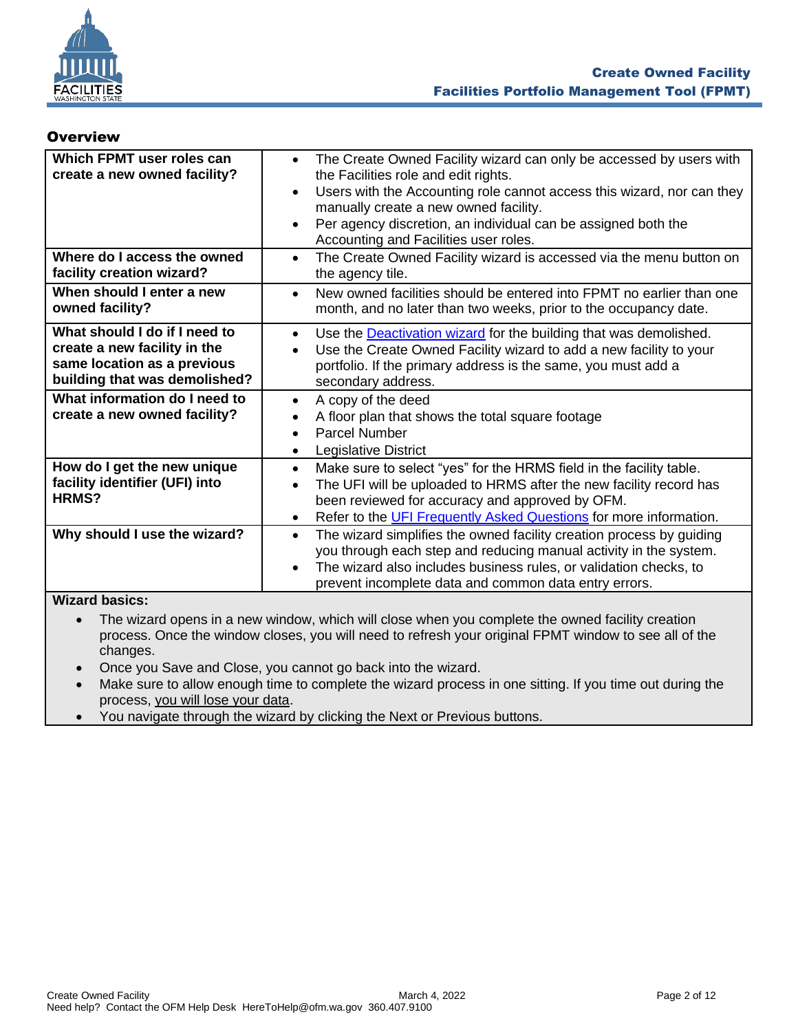## Overview

| | |
|---|---|
| **Which FPMT user roles can create a new owned facility?** | • The Create Owned Facility wizard can only be accessed by users with the Facilities role and edit rights.<br>• Users with the Accounting role cannot access this wizard, nor can they manually create a new owned facility.<br>• Per agency discretion, an individual can be assigned both the Accounting and Facilities user roles. |
| **Where do I access the owned facility creation wizard?** | • The Create Owned Facility wizard is accessed via the menu button on the agency tile. |
| **When should I enter a new owned facility?** | • New owned facilities should be entered into FPMT no earlier than one month, and no later than two weeks, prior to the occupancy date. |
| **What should I do if I need to create a new facility in the same location as a previous building that was demolished?** | • Use the Deactivation wizard for the building that was demolished.<br>• Use the Create Owned Facility wizard to add a new facility to your portfolio. If the primary address is the same, you must add a secondary address. |
| **What information do I need to create a new owned facility?** | • A copy of the deed<br>• A floor plan that shows the total square footage<br>• Parcel Number<br>• Legislative District |
| **How do I get the new unique facility identifier (UFI) into HRMS?** | • Make sure to select "yes" for the HRMS field in the facility table.<br>• The UFI will be uploaded to HRMS after the new facility record has been reviewed for accuracy and approved by OFM.<br>• Refer to the UFI Frequently Asked Questions for more information. |
| **Why should I use the wizard?** | • The wizard simplifies the owned facility creation process by guiding you through each step and reducing manual activity in the system.<br>• The wizard also includes business rules, or validation checks, to prevent incomplete data and common data entry errors. |

**Wizard basics:**

- The wizard opens in a new window, which will close when you complete the owned facility creation process. Once the window closes, you will need to refresh your original FPMT window to see all of the changes.
- Once you Save and Close, you cannot go back into the wizard.
- Make sure to allow enough time to complete the wizard process in one sitting. If you time out during the process, you will lose your data.
- You navigate through the wizard by clicking the Next or Previous buttons.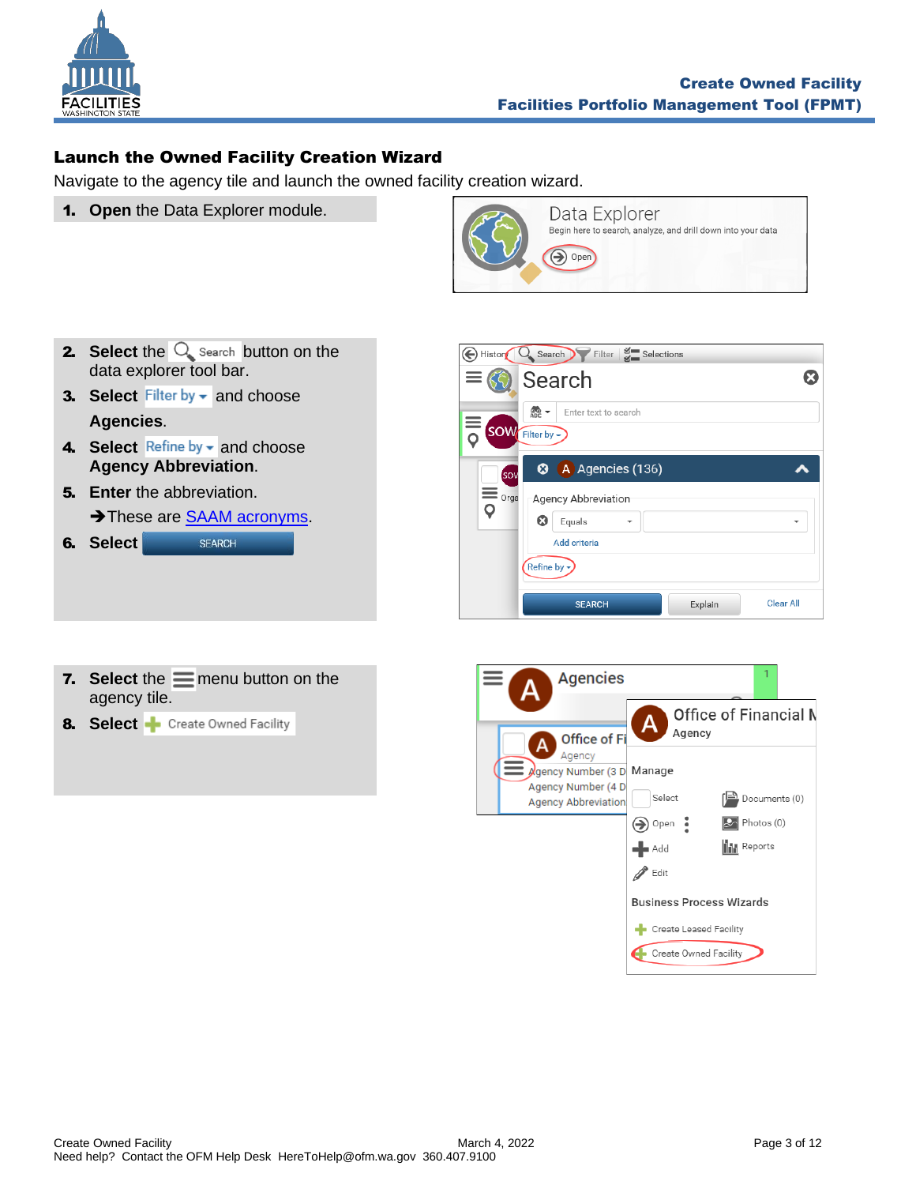## Launch the Owned Facility Creation Wizard

Navigate to the agency tile and launch the owned facility creation wizard.

1. **Open** the Data Explorer module.

2. **Select** the Search button on the data explorer tool bar.
3. **Select** Filter by and choose **Agencies**.
4. **Select** Refine by and choose **Agency Abbreviation**.
5. **Enter** the abbreviation.
   ➔These are [SAAM acronyms](#).
6. **Select** SEARCH

7. **Select** the menu button on the agency tile.
8. **Select** Create Owned Facility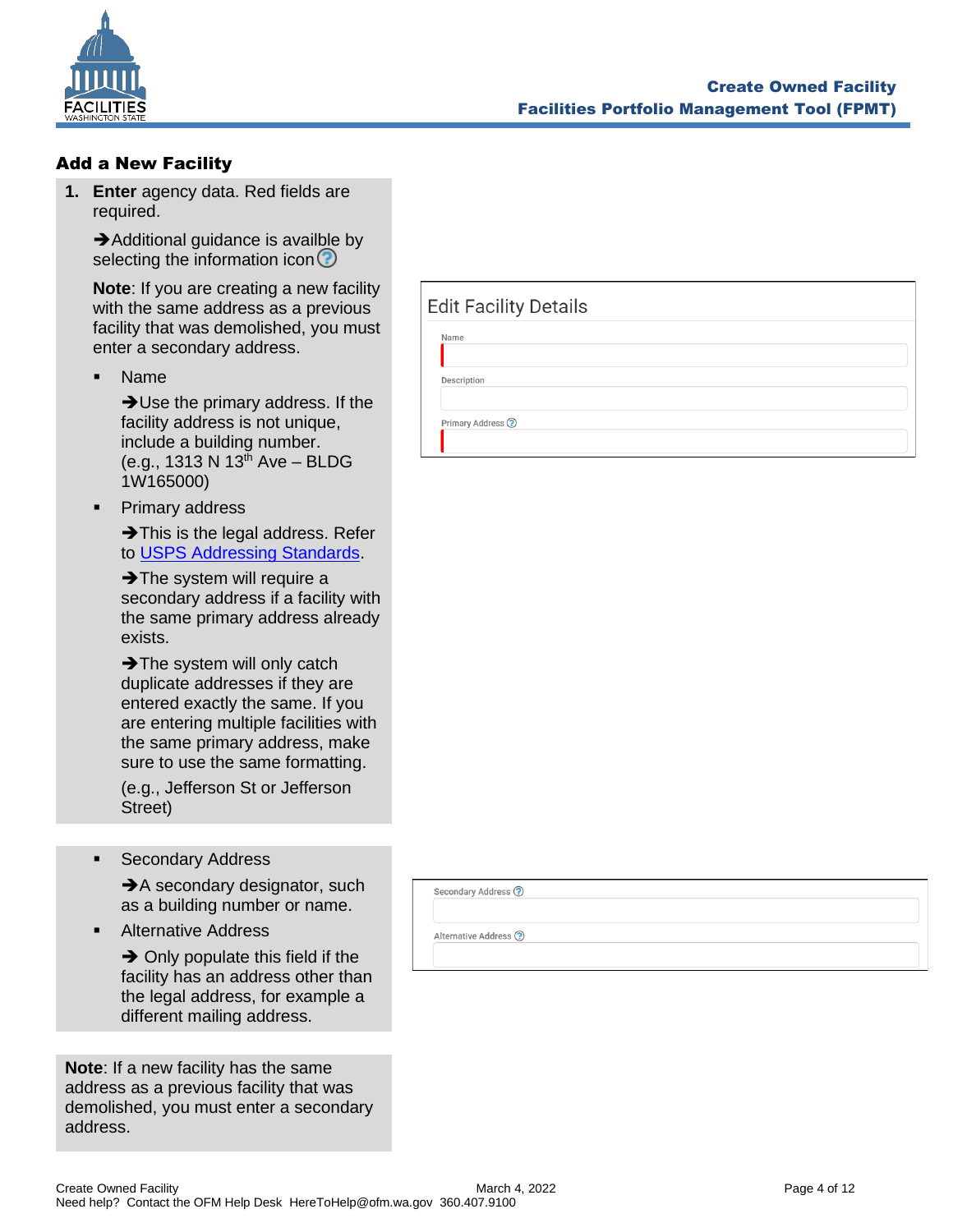## Add a New Facility

1. **Enter** agency data. Red fields are required.

   ➔Additional guidance is availble by selecting the information icon

   **Note**: If you are creating a new facility with the same address as a previous facility that was demolished, you must enter a secondary address.

   - Name

     ➔Use the primary address. If the facility address is not unique, include a building number. (e.g., 1313 N 13th Ave – BLDG 1W165000)

   - Primary address

     ➔This is the legal address. Refer to USPS Addressing Standards.

     ➔The system will require a secondary address if a facility with the same primary address already exists.

     ➔The system will only catch duplicate addresses if they are entered exactly the same. If you are entering multiple facilities with the same primary address, make sure to use the same formatting.

     (e.g., Jefferson St or Jefferson Street)

Edit Facility Details

Name

Description

Primary Address

   - Secondary Address

     ➔A secondary designator, such as a building number or name.

   - Alternative Address

     ➔ Only populate this field if the facility has an address other than the legal address, for example a different mailing address.

Secondary Address

Alternative Address

**Note**: If a new facility has the same address as a previous facility that was demolished, you must enter a secondary address.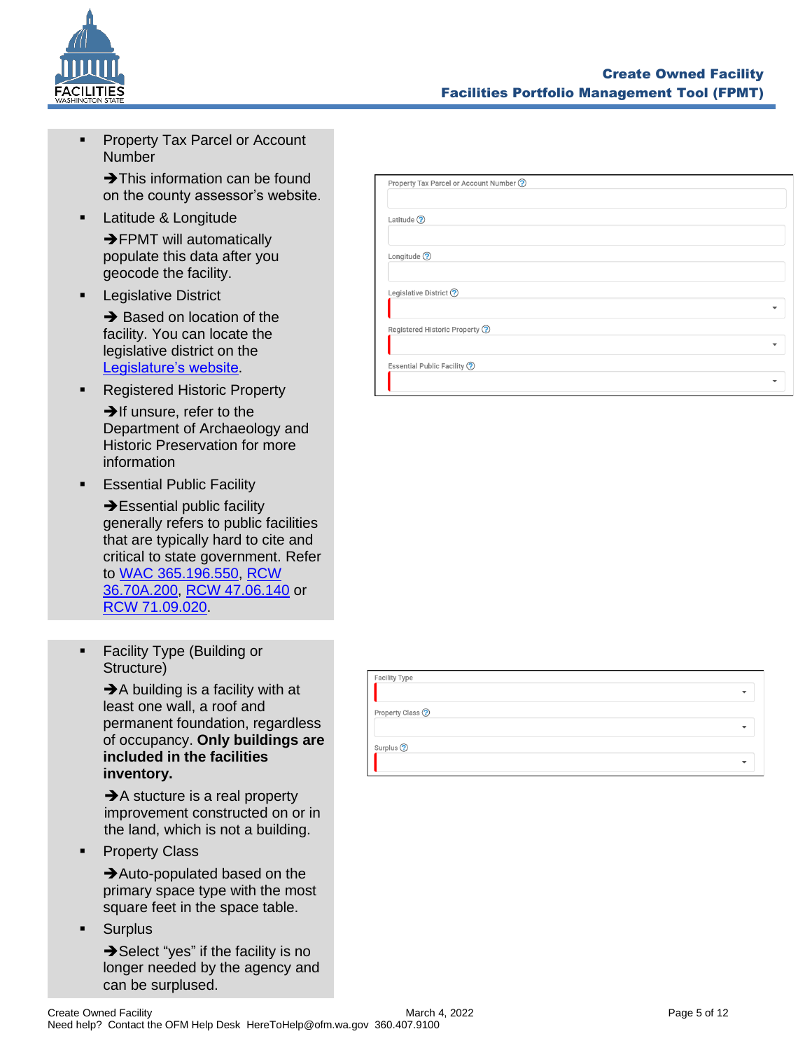- Property Tax Parcel or Account Number

  ➔This information can be found on the county assessor's website.

- Latitude & Longitude

  ➔FPMT will automatically populate this data after you geocode the facility.

- Legislative District

  ➔ Based on location of the facility. You can locate the legislative district on the Legislature's website.

- Registered Historic Property

  ➔If unsure, refer to the Department of Archaeology and Historic Preservation for more information

- Essential Public Facility

  ➔Essential public facility generally refers to public facilities that are typically hard to cite and critical to state government. Refer to WAC 365.196.550, RCW 36.70A.200, RCW 47.06.140 or RCW 71.09.020.

Property Tax Parcel or Account Number

Latitude

Longitude

Legislative District

Registered Historic Property

Essential Public Facility

- Facility Type (Building or Structure)

  ➔A building is a facility with at least one wall, a roof and permanent foundation, regardless of occupancy. **Only buildings are included in the facilities inventory.**

  ➔A stucture is a real property improvement constructed on or in the land, which is not a building.

- Property Class

  ➔Auto-populated based on the primary space type with the most square feet in the space table.

- Surplus

  ➔Select "yes" if the facility is no longer needed by the agency and can be surplused.

Facility Type

Property Class

Surplus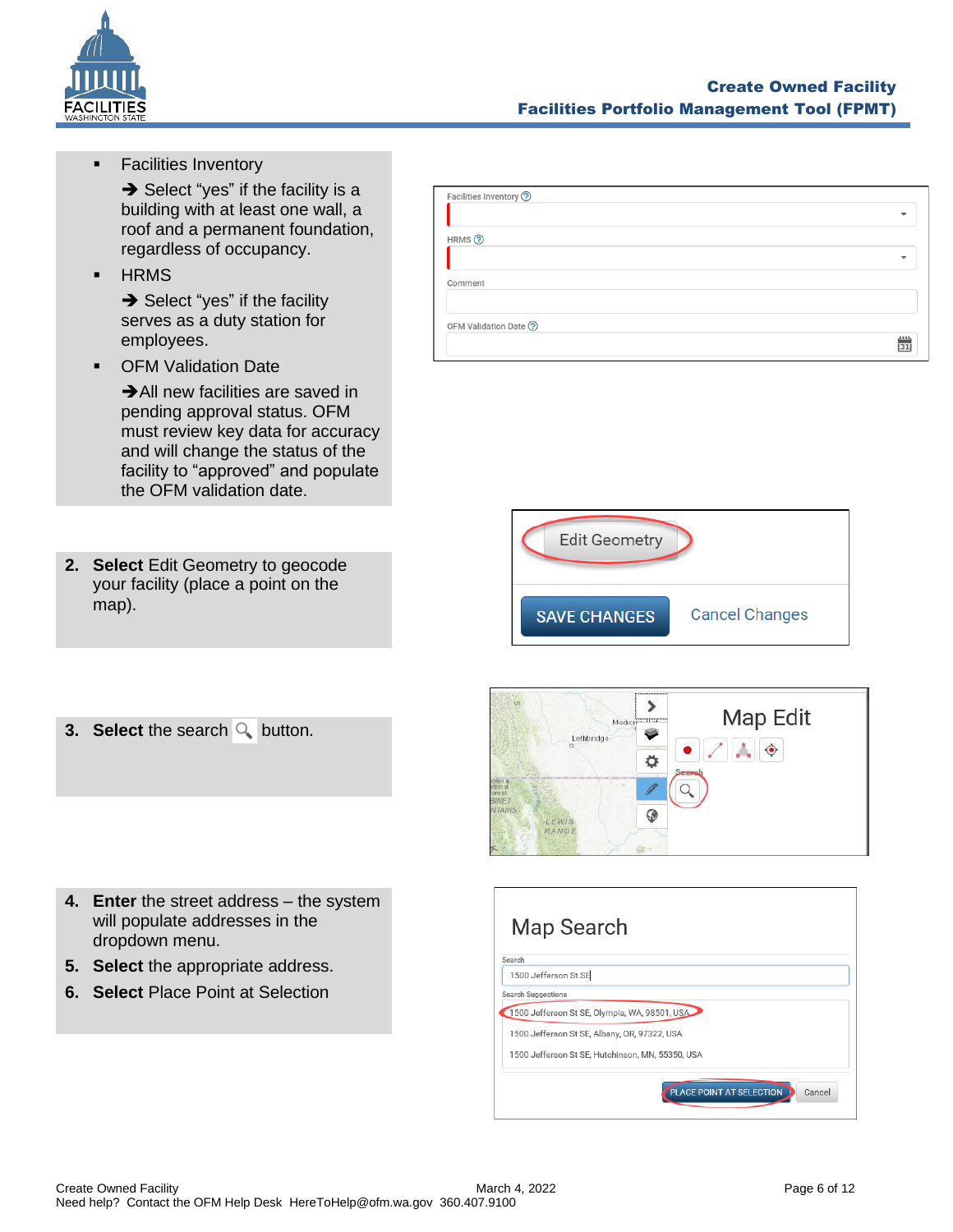- Facilities Inventory

  ➔ Select "yes" if the facility is a building with at least one wall, a roof and a permanent foundation, regardless of occupancy.
- HRMS

  ➔ Select "yes" if the facility serves as a duty station for employees.
- OFM Validation Date

  ➔All new facilities are saved in pending approval status. OFM must review key data for accuracy and will change the status of the facility to "approved" and populate the OFM validation date.

2. **Select** Edit Geometry to geocode your facility (place a point on the map).

3. **Select** the search 🔍 button.

4. **Enter** the street address – the system will populate addresses in the dropdown menu.
5. **Select** the appropriate address.
6. **Select** Place Point at Selection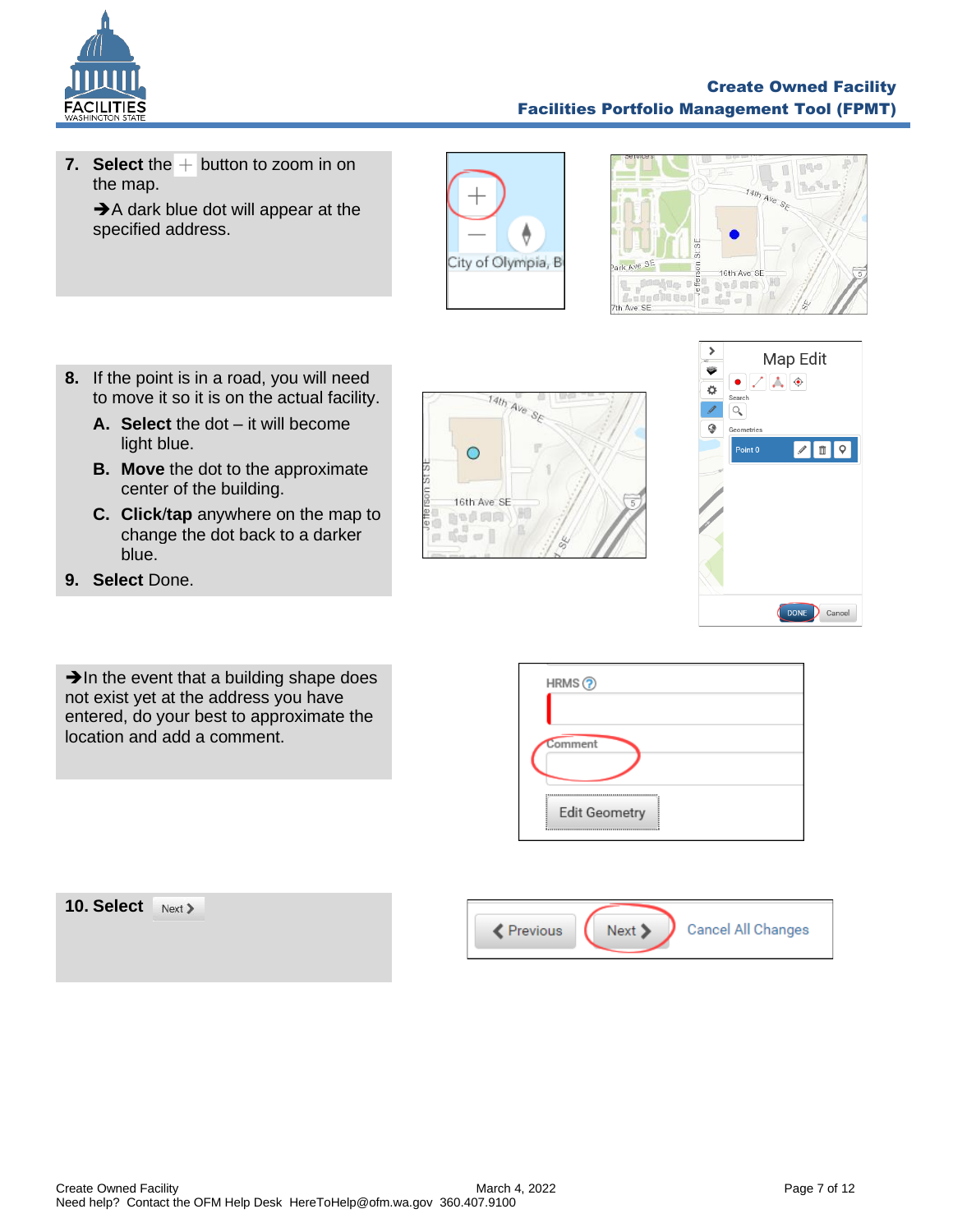7. **Select** the + button to zoom in on the map.

   ➔A dark blue dot will appear at the specified address.

8. If the point is in a road, you will need to move it so it is on the actual facility.

   A. **Select** the dot – it will become light blue.

   B. **Move** the dot to the approximate center of the building.

   C. **Click/tap** anywhere on the map to change the dot back to a darker blue.

9. **Select** Done.

➔In the event that a building shape does not exist yet at the address you have entered, do your best to approximate the location and add a comment.

10. **Select** Next >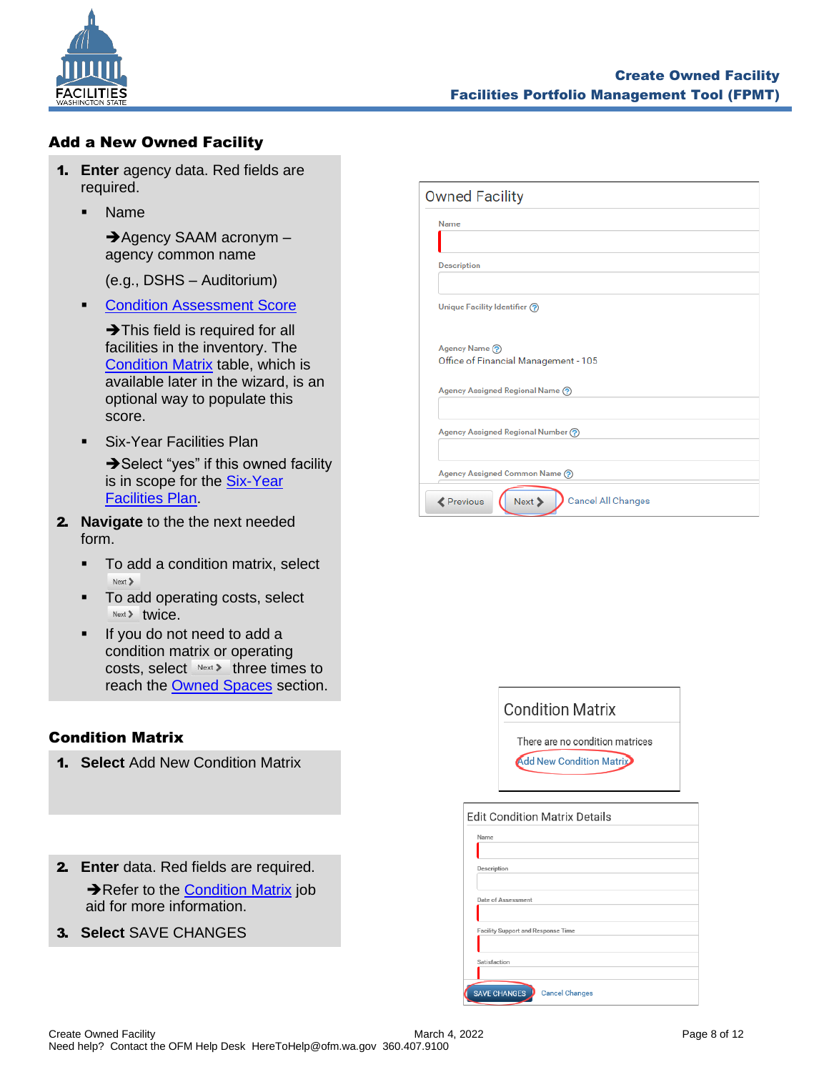## Add a New Owned Facility

1. **Enter** agency data. Red fields are required.
   - Name

     ➔Agency SAAM acronym – agency common name

     (e.g., DSHS – Auditorium)
   - Condition Assessment Score

     ➔This field is required for all facilities in the inventory. The Condition Matrix table, which is available later in the wizard, is an optional way to populate this score.
   - Six-Year Facilities Plan

     ➔Select "yes" if this owned facility is in scope for the Six-Year Facilities Plan.
2. **Navigate** to the the next needed form.
   - To add a condition matrix, select Next
   - To add operating costs, select Next twice.
   - If you do not need to add a condition matrix or operating costs, select Next three times to reach the Owned Spaces section.

Owned Facility

Name

Description

Unique Facility Identifier

Agency Name

Office of Financial Management - 105

Agency Assigned Regional Name

Agency Assigned Regional Number

Agency Assigned Common Name

Previous | Next | Cancel All Changes

## Condition Matrix

1. **Select** Add New Condition Matrix

Condition Matrix

There are no condition matrices

Add New Condition Matrix

2. **Enter** data. Red fields are required.

   ➔Refer to the Condition Matrix job aid for more information.
3. **Select** SAVE CHANGES

Edit Condition Matrix Details

Name

Description

Date of Assessment

Facility Support and Response Time

Satisfaction

SAVE CHANGES | Cancel Changes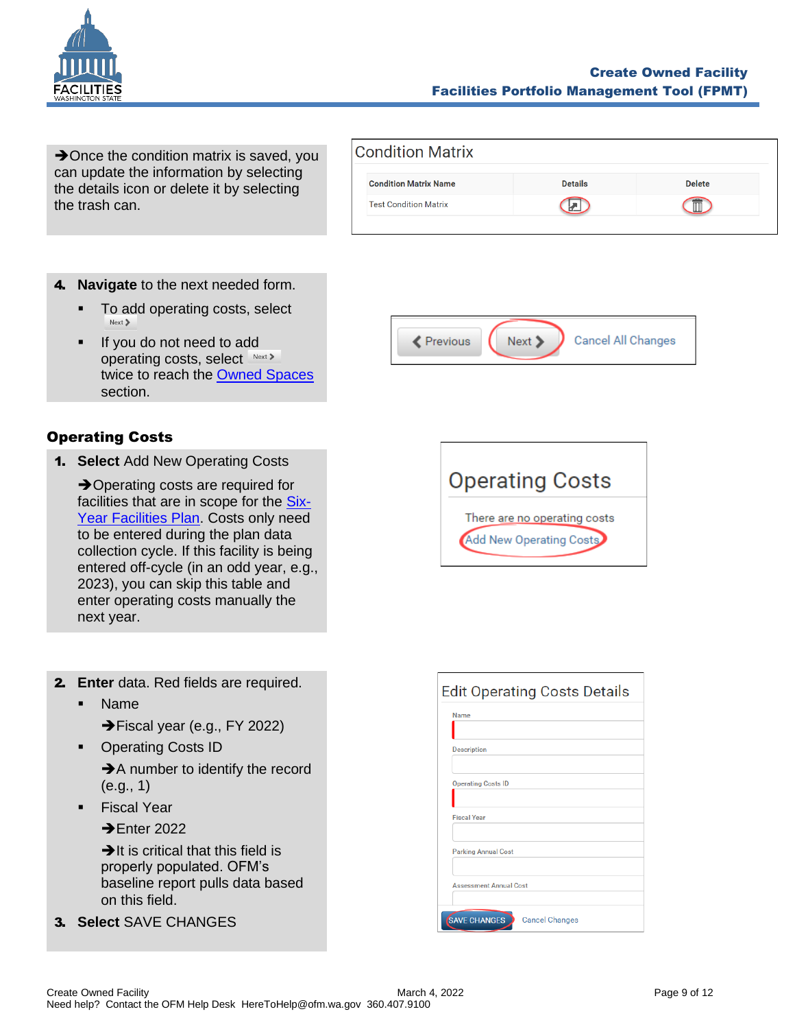➔Once the condition matrix is saved, you can update the information by selecting the details icon or delete it by selecting the trash can.

Condition Matrix

| Condition Matrix Name | Details | Delete |
|---|---|---|
| Test Condition Matrix | | |

4. **Navigate** to the next needed form.
   - To add operating costs, select Next
   - If you do not need to add operating costs, select Next twice to reach the Owned Spaces section.

Previous | Next | Cancel All Changes

## Operating Costs

1. **Select** Add New Operating Costs

   ➔Operating costs are required for facilities that are in scope for the Six-Year Facilities Plan. Costs only need to be entered during the plan data collection cycle. If this facility is being entered off-cycle (in an odd year, e.g., 2023), you can skip this table and enter operating costs manually the next year.

Operating Costs

There are no operating costs
Add New Operating Costs

2. **Enter** data. Red fields are required.
   - Name

     ➔Fiscal year (e.g., FY 2022)
   - Operating Costs ID

     ➔A number to identify the record (e.g., 1)
   - Fiscal Year

     ➔Enter 2022

     ➔It is critical that this field is properly populated. OFM's baseline report pulls data based on this field.
3. **Select** SAVE CHANGES

Edit Operating Costs Details

Name

Description

Operating Costs ID

Fiscal Year

Parking Annual Cost

Assessment Annual Cost

SAVE CHANGES | Cancel Changes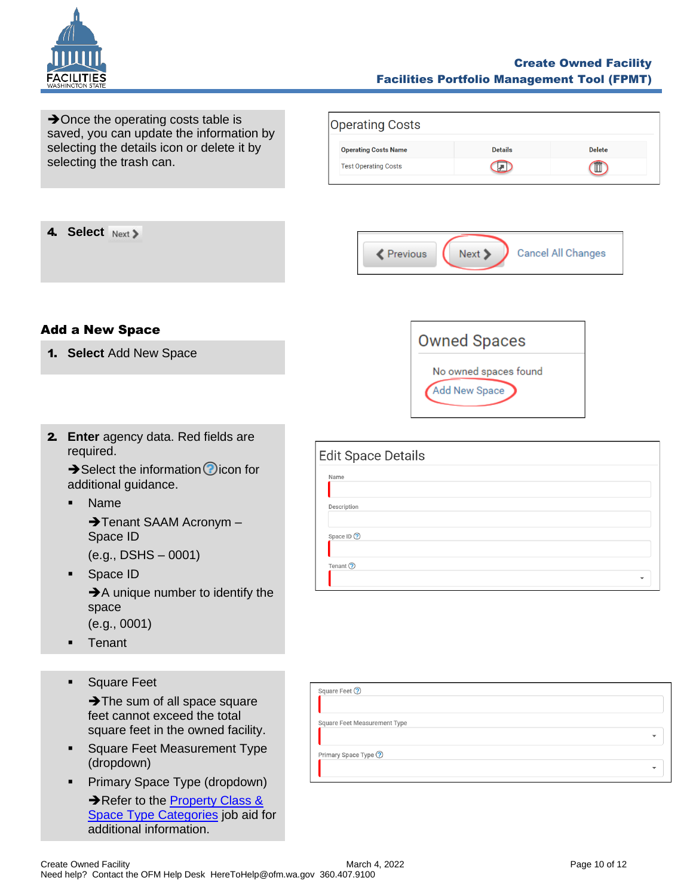➔Once the operating costs table is saved, you can update the information by selecting the details icon or delete it by selecting the trash can.

Operating Costs

| Operating Costs Name | Details | Delete |
| --- | --- | --- |
| Test Operating Costs | | |

4. **Select** Next >

< Previous   Next >   Cancel All Changes

## Add a New Space

1. **Select** Add New Space

Owned Spaces

No owned spaces found

Add New Space

2. **Enter** agency data. Red fields are required.

   ➔Select the information icon for additional guidance.

   - Name

     ➔Tenant SAAM Acronym – Space ID

     (e.g., DSHS – 0001)

   - Space ID

     ➔A unique number to identify the space

     (e.g., 0001)

   - Tenant

   - Square Feet

     ➔The sum of all space square feet cannot exceed the total square feet in the owned facility.

   - Square Feet Measurement Type (dropdown)

   - Primary Space Type (dropdown)

     ➔Refer to the Property Class & Space Type Categories job aid for additional information.

Edit Space Details

Name

Description

Space ID

Tenant

Square Feet

Square Feet Measurement Type

Primary Space Type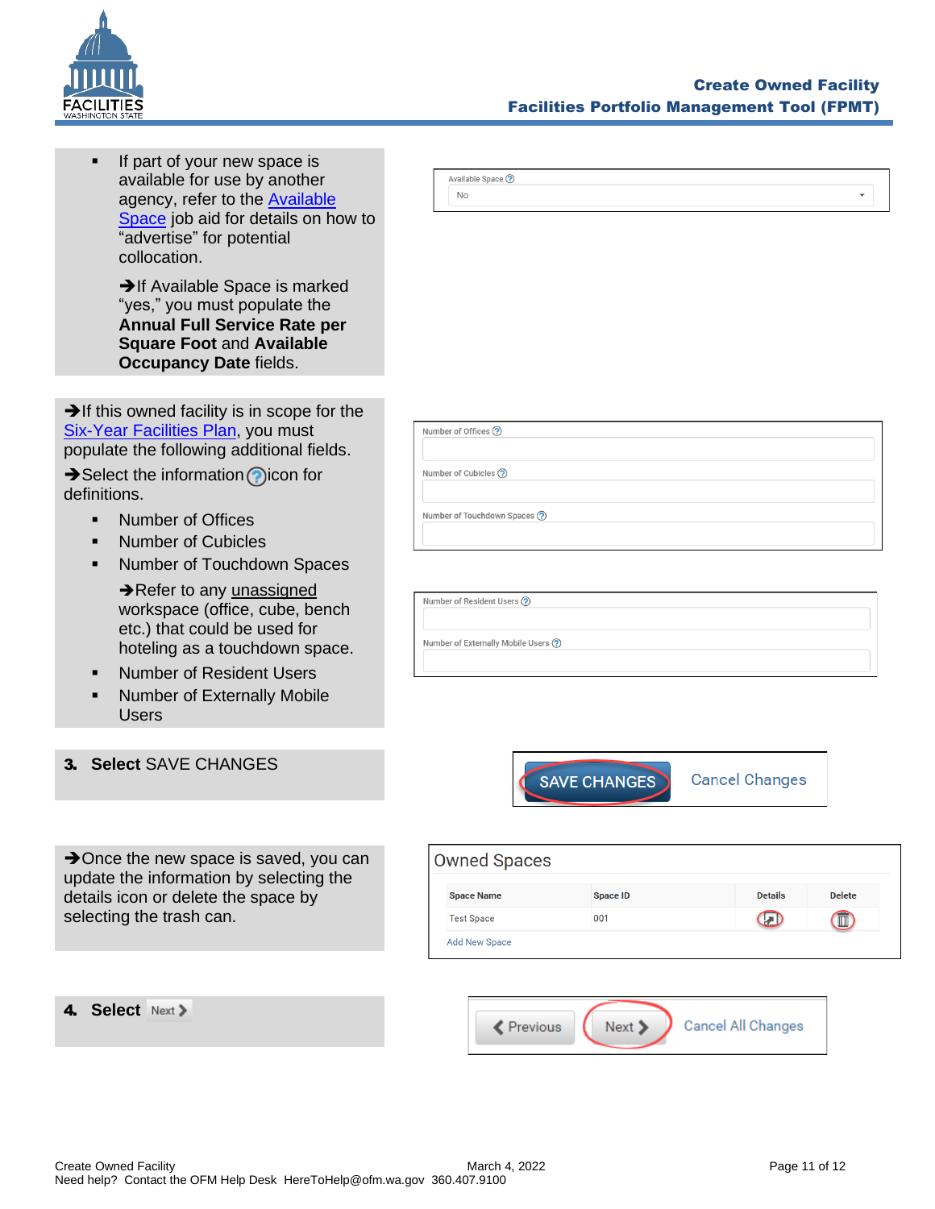- If part of your new space is available for use by another agency, refer to the Available Space job aid for details on how to "advertise" for potential collocation.

  ➔If Available Space is marked "yes," you must populate the **Annual Full Service Rate per Square Foot** and **Available Occupancy Date** fields.

Available Space ⓘ
No

➔If this owned facility is in scope for the Six-Year Facilities Plan, you must populate the following additional fields.

➔Select the information ⓘ icon for definitions.

- Number of Offices
- Number of Cubicles
- Number of Touchdown Spaces

  ➔Refer to any unassigned workspace (office, cube, bench etc.) that could be used for hoteling as a touchdown space.

- Number of Resident Users
- Number of Externally Mobile Users

Number of Offices ⓘ

Number of Cubicles ⓘ

Number of Touchdown Spaces ⓘ

Number of Resident Users ⓘ

Number of Externally Mobile Users ⓘ

**3. Select** SAVE CHANGES

SAVE CHANGES    Cancel Changes

➔Once the new space is saved, you can update the information by selecting the details icon or delete the space by selecting the trash can.

Owned Spaces

| Space Name | Space ID | Details | Delete |
|---|---|---|---|
| Test Space | 001 | | |

Add New Space

**4. Select** Next >

< Previous    Next >    Cancel All Changes

Create Owned Facility    March 4, 2022
Need help? Contact the OFM Help Desk HereToHelp@ofm.wa.gov 360.407.9100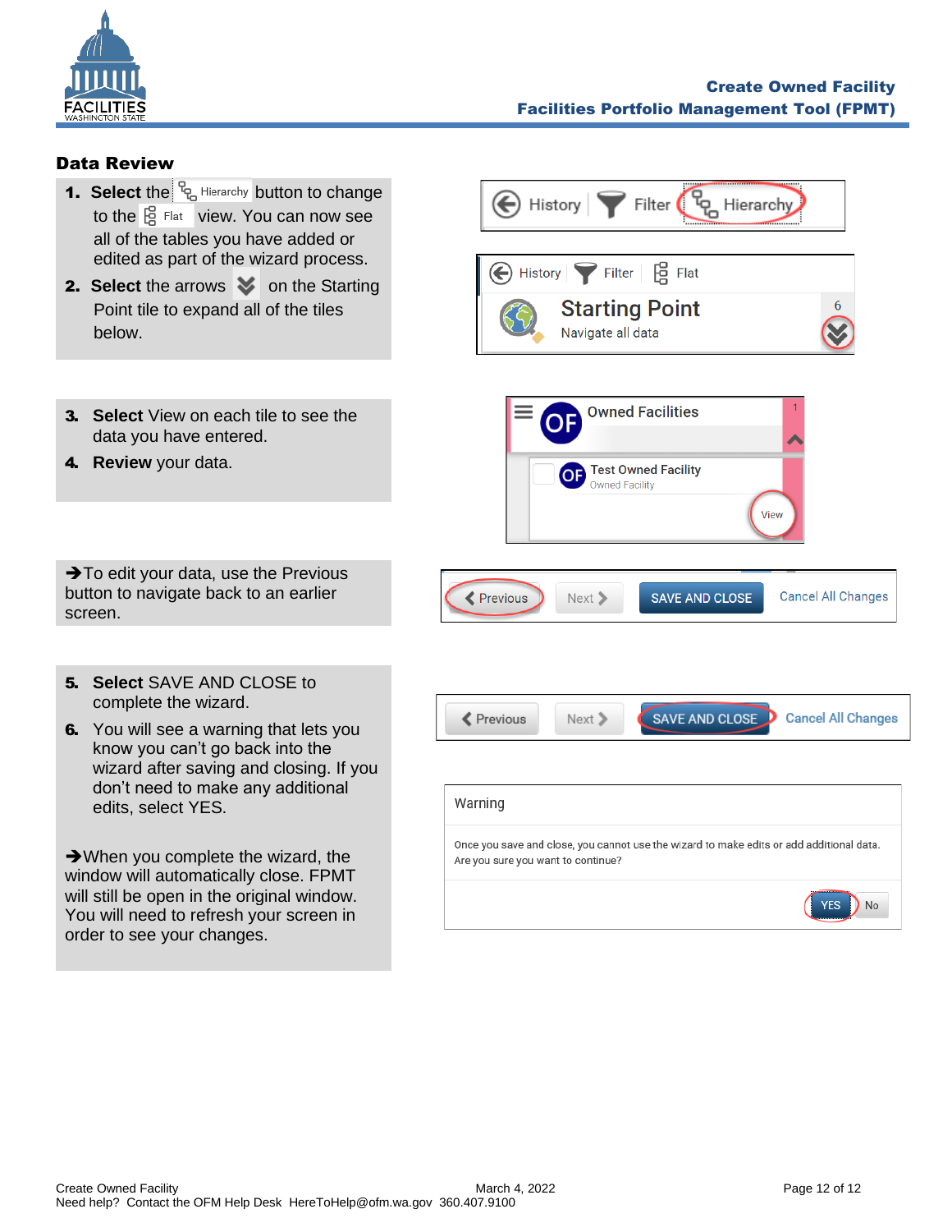## Data Review

1. **Select** the Hierarchy button to change to the Flat view. You can now see all of the tables you have added or edited as part of the wizard process.
2. **Select** the arrows on the Starting Point tile to expand all of the tiles below.

3. **Select** View on each tile to see the data you have entered.
4. **Review** your data.

➔To edit your data, use the Previous button to navigate back to an earlier screen.

5. **Select** SAVE AND CLOSE to complete the wizard.
6. You will see a warning that lets you know you can't go back into the wizard after saving and closing. If you don't need to make any additional edits, select YES.

➔When you complete the wizard, the window will automatically close. FPMT will still be open in the original window. You will need to refresh your screen in order to see your changes.

History | Filter | Hierarchy

History | Filter | Flat

Starting Point
Navigate all data
6

Owned Facilities
1

Test Owned Facility
Owned Facility
View

Previous | Next | SAVE AND CLOSE | Cancel All Changes

Previous | Next | SAVE AND CLOSE | Cancel All Changes

Warning

Once you save and close, you cannot use the wizard to make edits or add additional data. Are you sure you want to continue?

YES | No

Need help? Contact the OFM Help Desk HereToHelp@ofm.wa.gov 360.407.9100